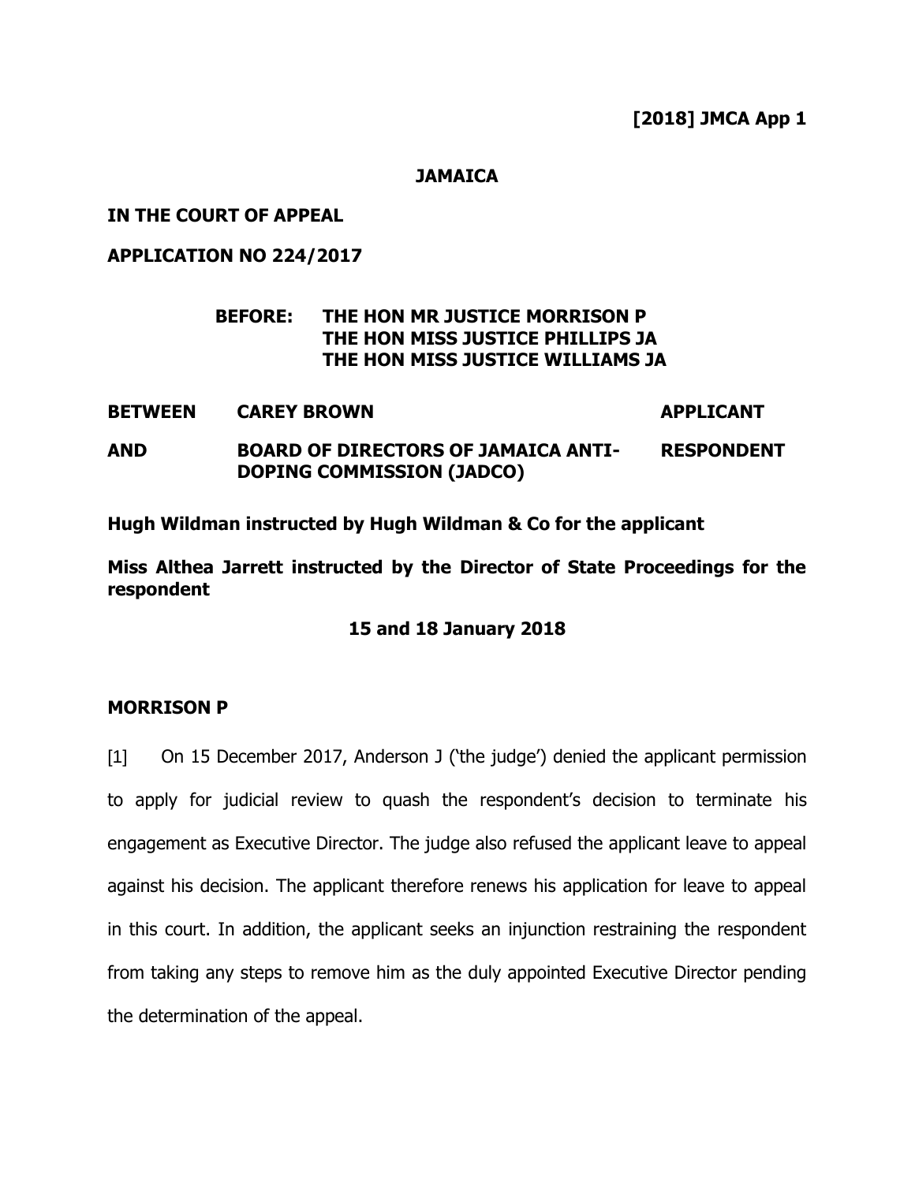**[2018] JMCA App 1**

**JAMAICA**

**IN THE COURT OF APPEAL**

**APPLICATION NO 224/2017**

**BEFORE: THE HON MR JUSTICE MORRISON P**
**THE HON MISS JUSTICE PHILLIPS JA**
**THE HON MISS JUSTICE WILLIAMS JA**

| | | |
|---|---|---|
| **BETWEEN** | **CAREY BROWN** | **APPLICANT** |
| **AND** | **BOARD OF DIRECTORS OF JAMAICA ANTI-DOPING COMMISSION (JADCO)** | **RESPONDENT** |

**Hugh Wildman instructed by Hugh Wildman & Co for the applicant**

**Miss Althea Jarrett instructed by the Director of State Proceedings for the respondent**

**15 and 18 January 2018**

**MORRISON P**

[1] On 15 December 2017, Anderson J ('the judge') denied the applicant permission to apply for judicial review to quash the respondent's decision to terminate his engagement as Executive Director. The judge also refused the applicant leave to appeal against his decision. The applicant therefore renews his application for leave to appeal in this court. In addition, the applicant seeks an injunction restraining the respondent from taking any steps to remove him as the duly appointed Executive Director pending the determination of the appeal.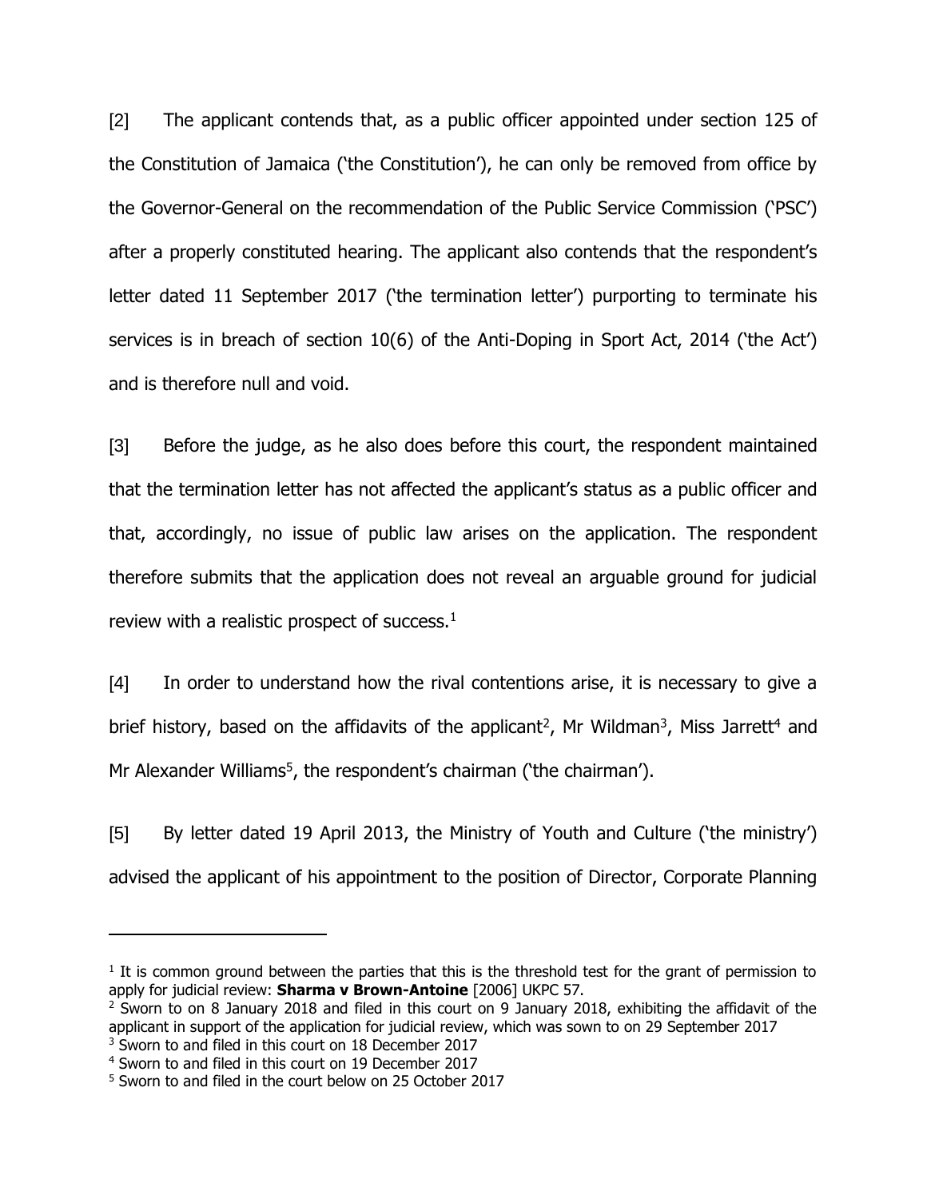[2] The applicant contends that, as a public officer appointed under section 125 of the Constitution of Jamaica ('the Constitution'), he can only be removed from office by the Governor-General on the recommendation of the Public Service Commission ('PSC') after a properly constituted hearing. The applicant also contends that the respondent's letter dated 11 September 2017 ('the termination letter') purporting to terminate his services is in breach of section 10(6) of the Anti-Doping in Sport Act, 2014 ('the Act') and is therefore null and void.

[3] Before the judge, as he also does before this court, the respondent maintained that the termination letter has not affected the applicant's status as a public officer and that, accordingly, no issue of public law arises on the application. The respondent therefore submits that the application does not reveal an arguable ground for judicial review with a realistic prospect of success.[1]

[4] In order to understand how the rival contentions arise, it is necessary to give a brief history, based on the affidavits of the applicant[2], Mr Wildman[3], Miss Jarrett[4] and Mr Alexander Williams[5], the respondent's chairman ('the chairman').

[5] By letter dated 19 April 2013, the Ministry of Youth and Culture ('the ministry') advised the applicant of his appointment to the position of Director, Corporate Planning

---

[1] It is common ground between the parties that this is the threshold test for the grant of permission to apply for judicial review: **Sharma v Brown-Antoine** [2006] UKPC 57.

[2] Sworn to on 8 January 2018 and filed in this court on 9 January 2018, exhibiting the affidavit of the applicant in support of the application for judicial review, which was sown to on 29 September 2017

[3] Sworn to and filed in this court on 18 December 2017

[4] Sworn to and filed in this court on 19 December 2017

[5] Sworn to and filed in the court below on 25 October 2017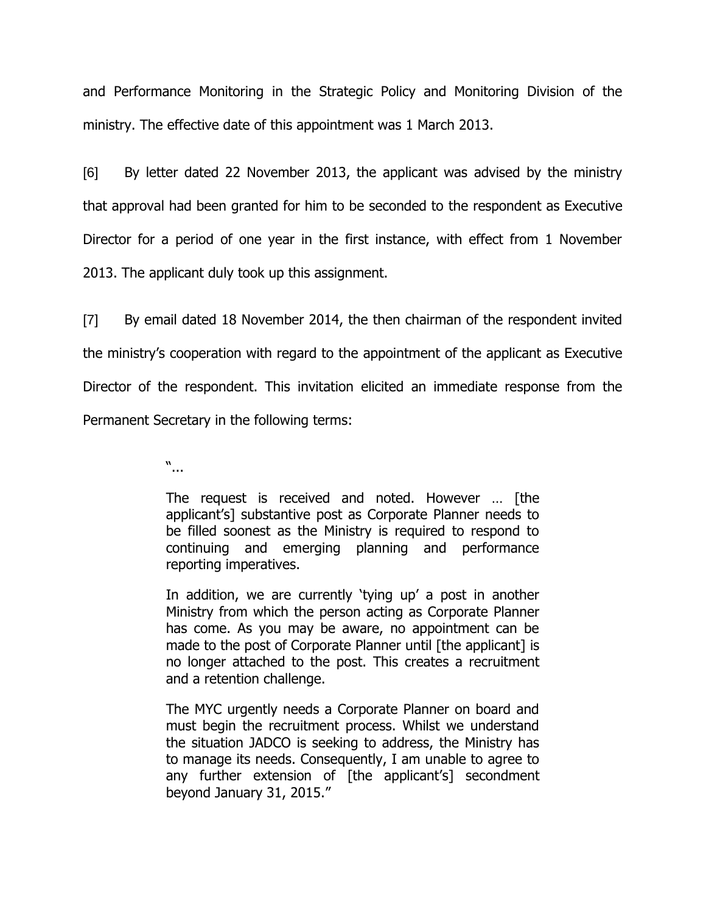and Performance Monitoring in the Strategic Policy and Monitoring Division of the ministry. The effective date of this appointment was 1 March 2013.

[6] By letter dated 22 November 2013, the applicant was advised by the ministry that approval had been granted for him to be seconded to the respondent as Executive Director for a period of one year in the first instance, with effect from 1 November 2013. The applicant duly took up this assignment.

[7] By email dated 18 November 2014, the then chairman of the respondent invited the ministry's cooperation with regard to the appointment of the applicant as Executive Director of the respondent. This invitation elicited an immediate response from the Permanent Secretary in the following terms:

> "...
>
> The request is received and noted. However … [the applicant's] substantive post as Corporate Planner needs to be filled soonest as the Ministry is required to respond to continuing and emerging planning and performance reporting imperatives.
>
> In addition, we are currently 'tying up' a post in another Ministry from which the person acting as Corporate Planner has come. As you may be aware, no appointment can be made to the post of Corporate Planner until [the applicant] is no longer attached to the post. This creates a recruitment and a retention challenge.
>
> The MYC urgently needs a Corporate Planner on board and must begin the recruitment process. Whilst we understand the situation JADCO is seeking to address, the Ministry has to manage its needs. Consequently, I am unable to agree to any further extension of [the applicant's] secondment beyond January 31, 2015."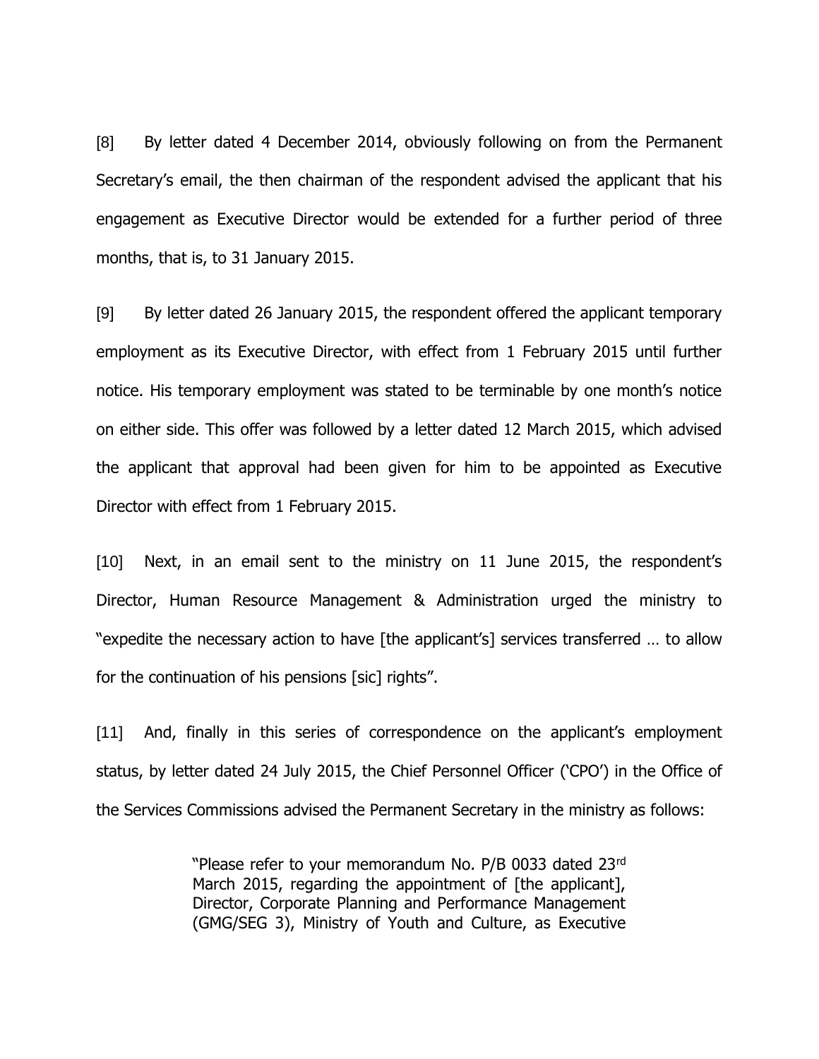[8] By letter dated 4 December 2014, obviously following on from the Permanent Secretary's email, the then chairman of the respondent advised the applicant that his engagement as Executive Director would be extended for a further period of three months, that is, to 31 January 2015.

[9] By letter dated 26 January 2015, the respondent offered the applicant temporary employment as its Executive Director, with effect from 1 February 2015 until further notice. His temporary employment was stated to be terminable by one month's notice on either side. This offer was followed by a letter dated 12 March 2015, which advised the applicant that approval had been given for him to be appointed as Executive Director with effect from 1 February 2015.

[10] Next, in an email sent to the ministry on 11 June 2015, the respondent's Director, Human Resource Management & Administration urged the ministry to "expedite the necessary action to have [the applicant's] services transferred … to allow for the continuation of his pensions [sic] rights".

[11] And, finally in this series of correspondence on the applicant's employment status, by letter dated 24 July 2015, the Chief Personnel Officer ('CPO') in the Office of the Services Commissions advised the Permanent Secretary in the ministry as follows:

> "Please refer to your memorandum No. P/B 0033 dated 23rd March 2015, regarding the appointment of [the applicant], Director, Corporate Planning and Performance Management (GMG/SEG 3), Ministry of Youth and Culture, as Executive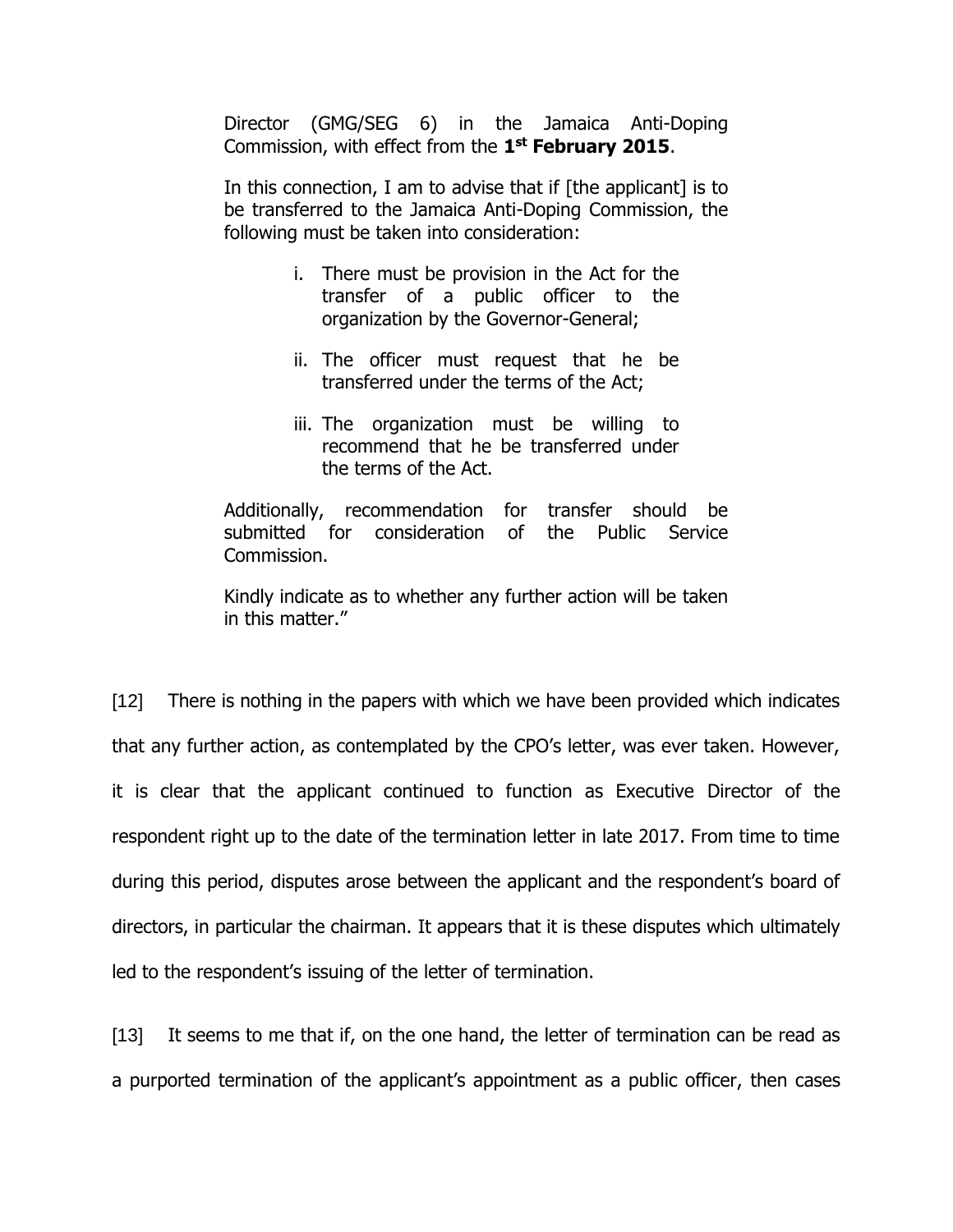> Director (GMG/SEG 6) in the Jamaica Anti-Doping Commission, with effect from the **1st February 2015**.
>
> In this connection, I am to advise that if [the applicant] is to be transferred to the Jamaica Anti-Doping Commission, the following must be taken into consideration:
>
> i. There must be provision in the Act for the transfer of a public officer to the organization by the Governor-General;
>
> ii. The officer must request that he be transferred under the terms of the Act;
>
> iii. The organization must be willing to recommend that he be transferred under the terms of the Act.
>
> Additionally, recommendation for transfer should be submitted for consideration of the Public Service Commission.
>
> Kindly indicate as to whether any further action will be taken in this matter."

[12] There is nothing in the papers with which we have been provided which indicates that any further action, as contemplated by the CPO's letter, was ever taken. However, it is clear that the applicant continued to function as Executive Director of the respondent right up to the date of the termination letter in late 2017. From time to time during this period, disputes arose between the applicant and the respondent's board of directors, in particular the chairman. It appears that it is these disputes which ultimately led to the respondent's issuing of the letter of termination.

[13] It seems to me that if, on the one hand, the letter of termination can be read as a purported termination of the applicant's appointment as a public officer, then cases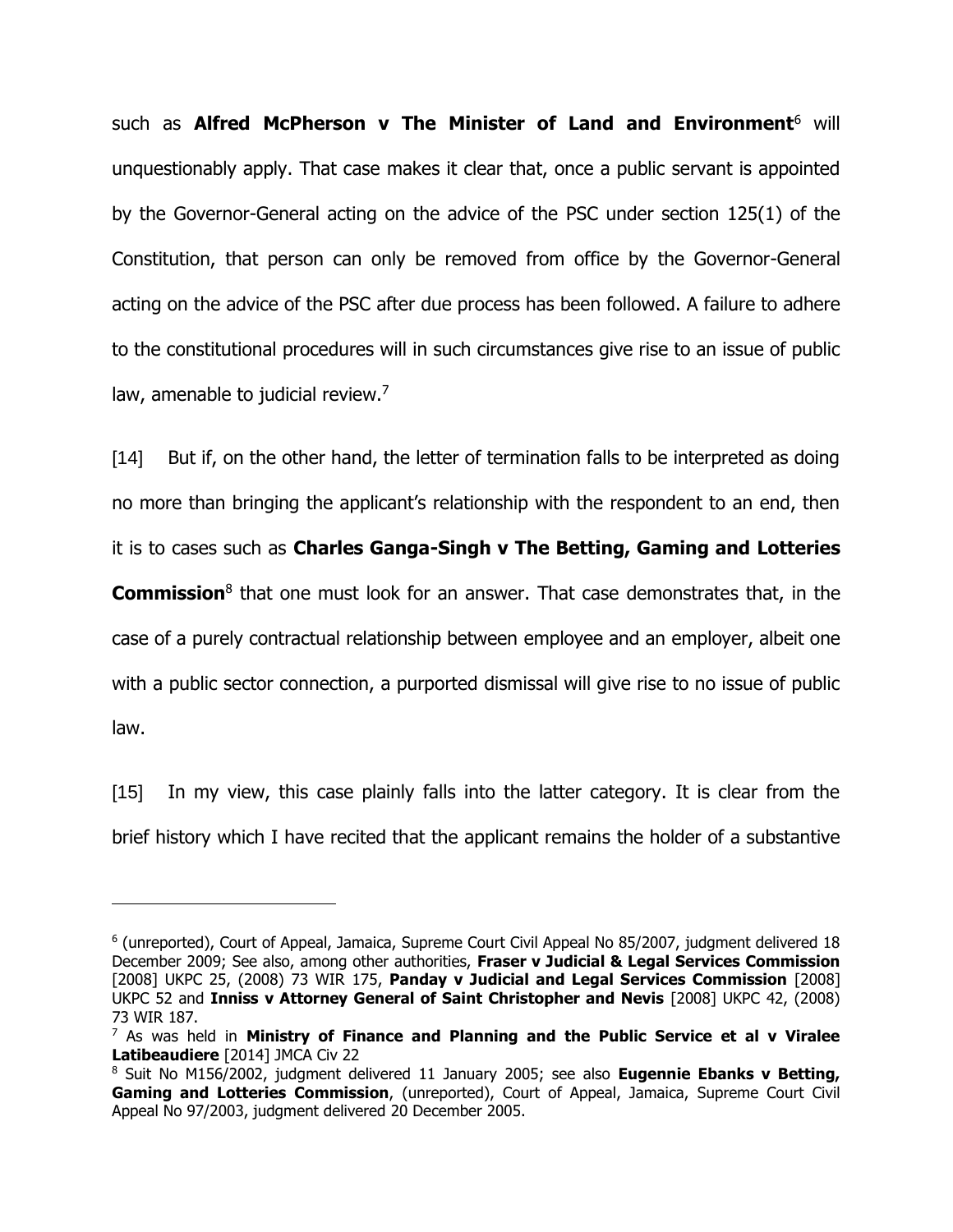such as **Alfred McPherson v The Minister of Land and Environment**[6] will unquestionably apply. That case makes it clear that, once a public servant is appointed by the Governor-General acting on the advice of the PSC under section 125(1) of the Constitution, that person can only be removed from office by the Governor-General acting on the advice of the PSC after due process has been followed. A failure to adhere to the constitutional procedures will in such circumstances give rise to an issue of public law, amenable to judicial review.[7]

[14] But if, on the other hand, the letter of termination falls to be interpreted as doing no more than bringing the applicant's relationship with the respondent to an end, then it is to cases such as **Charles Ganga-Singh v The Betting, Gaming and Lotteries Commission**[8] that one must look for an answer. That case demonstrates that, in the case of a purely contractual relationship between employee and an employer, albeit one with a public sector connection, a purported dismissal will give rise to no issue of public law.

[15] In my view, this case plainly falls into the latter category. It is clear from the brief history which I have recited that the applicant remains the holder of a substantive

---

[6] (unreported), Court of Appeal, Jamaica, Supreme Court Civil Appeal No 85/2007, judgment delivered 18 December 2009; See also, among other authorities, **Fraser v Judicial & Legal Services Commission** [2008] UKPC 25, (2008) 73 WIR 175, **Panday v Judicial and Legal Services Commission** [2008] UKPC 52 and **Inniss v Attorney General of Saint Christopher and Nevis** [2008] UKPC 42, (2008) 73 WIR 187.

[7] As was held in **Ministry of Finance and Planning and the Public Service et al v Viralee Latibeaudiere** [2014] JMCA Civ 22

[8] Suit No M156/2002, judgment delivered 11 January 2005; see also **Eugennie Ebanks v Betting, Gaming and Lotteries Commission**, (unreported), Court of Appeal, Jamaica, Supreme Court Civil Appeal No 97/2003, judgment delivered 20 December 2005.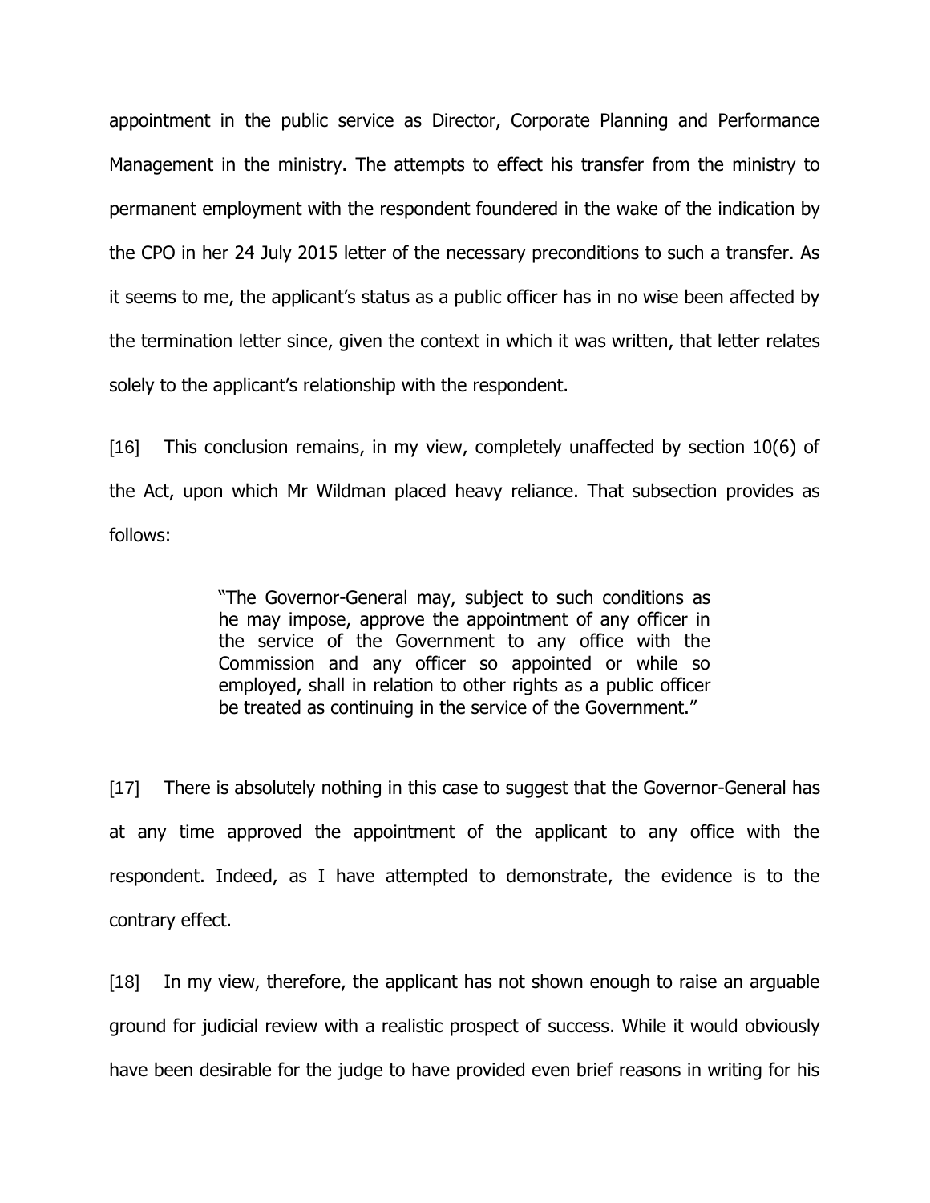appointment in the public service as Director, Corporate Planning and Performance Management in the ministry. The attempts to effect his transfer from the ministry to permanent employment with the respondent foundered in the wake of the indication by the CPO in her 24 July 2015 letter of the necessary preconditions to such a transfer. As it seems to me, the applicant's status as a public officer has in no wise been affected by the termination letter since, given the context in which it was written, that letter relates solely to the applicant's relationship with the respondent.

[16] This conclusion remains, in my view, completely unaffected by section 10(6) of the Act, upon which Mr Wildman placed heavy reliance. That subsection provides as follows:

> "The Governor-General may, subject to such conditions as he may impose, approve the appointment of any officer in the service of the Government to any office with the Commission and any officer so appointed or while so employed, shall in relation to other rights as a public officer be treated as continuing in the service of the Government."

[17] There is absolutely nothing in this case to suggest that the Governor-General has at any time approved the appointment of the applicant to any office with the respondent. Indeed, as I have attempted to demonstrate, the evidence is to the contrary effect.

[18] In my view, therefore, the applicant has not shown enough to raise an arguable ground for judicial review with a realistic prospect of success. While it would obviously have been desirable for the judge to have provided even brief reasons in writing for his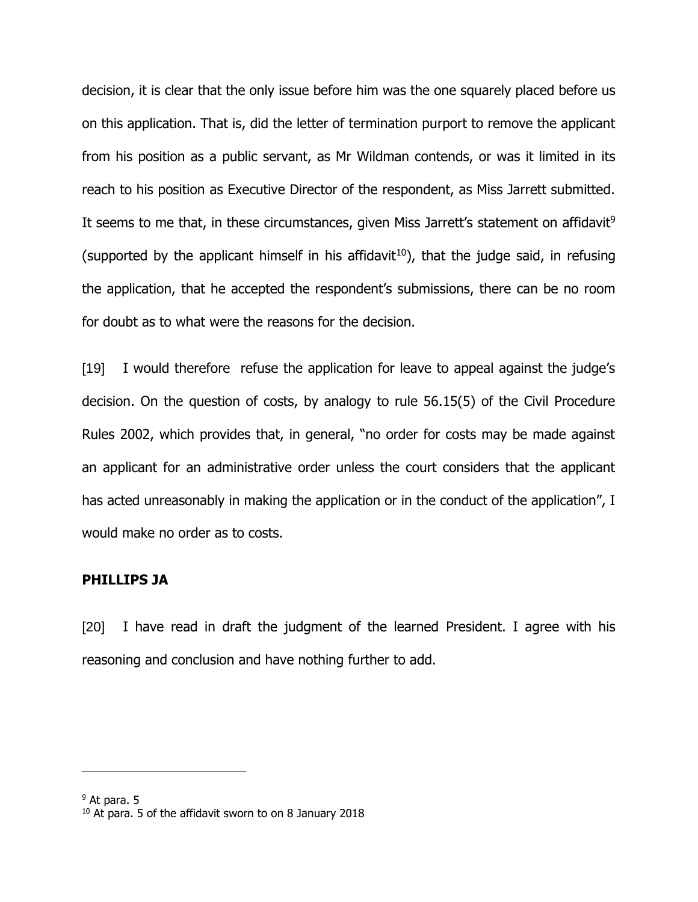decision, it is clear that the only issue before him was the one squarely placed before us on this application. That is, did the letter of termination purport to remove the applicant from his position as a public servant, as Mr Wildman contends, or was it limited in its reach to his position as Executive Director of the respondent, as Miss Jarrett submitted. It seems to me that, in these circumstances, given Miss Jarrett's statement on affidavit[9] (supported by the applicant himself in his affidavit[10]), that the judge said, in refusing the application, that he accepted the respondent's submissions, there can be no room for doubt as to what were the reasons for the decision.

[19] I would therefore refuse the application for leave to appeal against the judge's decision. On the question of costs, by analogy to rule 56.15(5) of the Civil Procedure Rules 2002, which provides that, in general, "no order for costs may be made against an applicant for an administrative order unless the court considers that the applicant has acted unreasonably in making the application or in the conduct of the application", I would make no order as to costs.

## PHILLIPS JA

[20] I have read in draft the judgment of the learned President. I agree with his reasoning and conclusion and have nothing further to add.

---

[9] At para. 5

[10] At para. 5 of the affidavit sworn to on 8 January 2018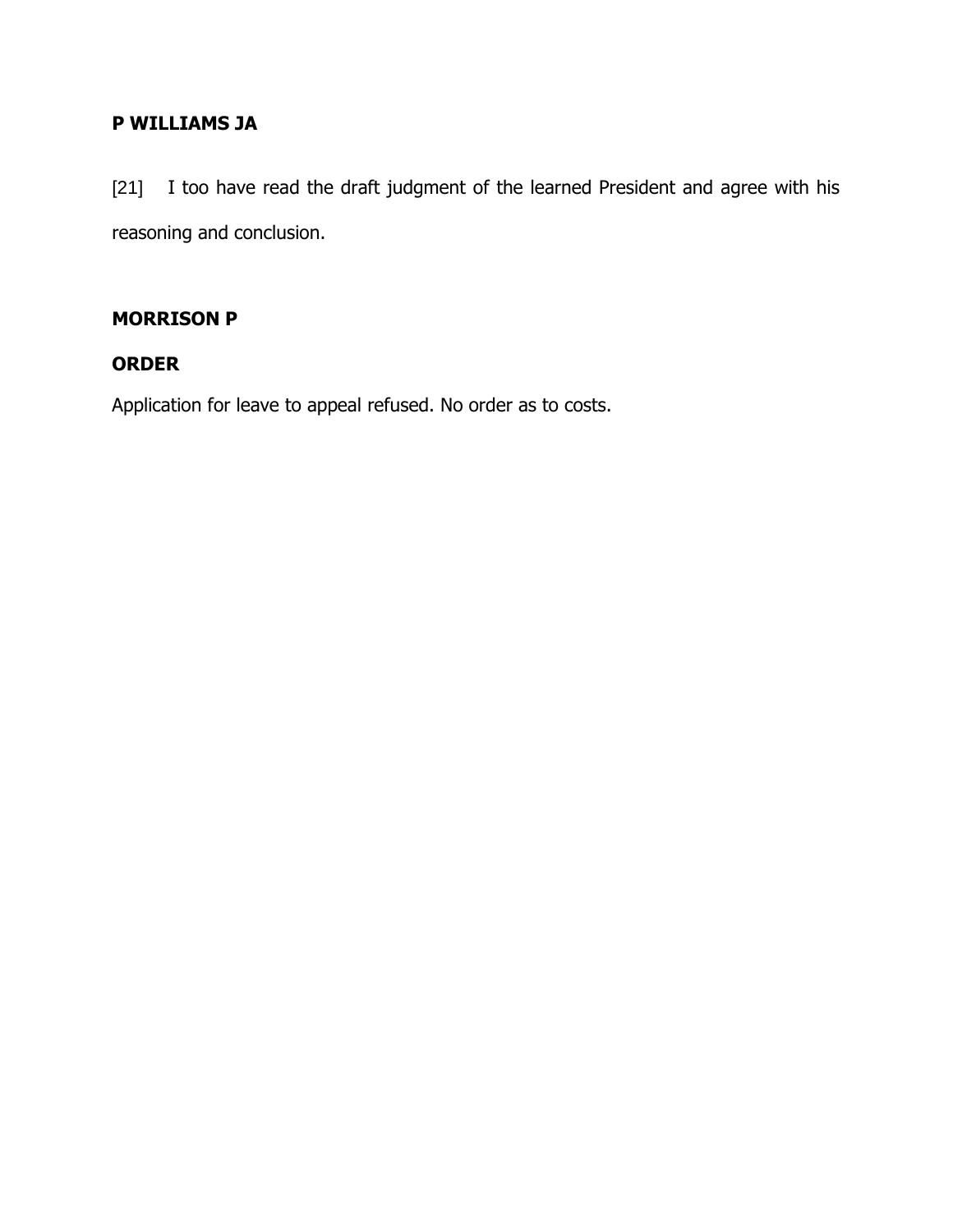**P WILLIAMS JA**

[21] I too have read the draft judgment of the learned President and agree with his reasoning and conclusion.

**MORRISON P**

**ORDER**

Application for leave to appeal refused. No order as to costs.